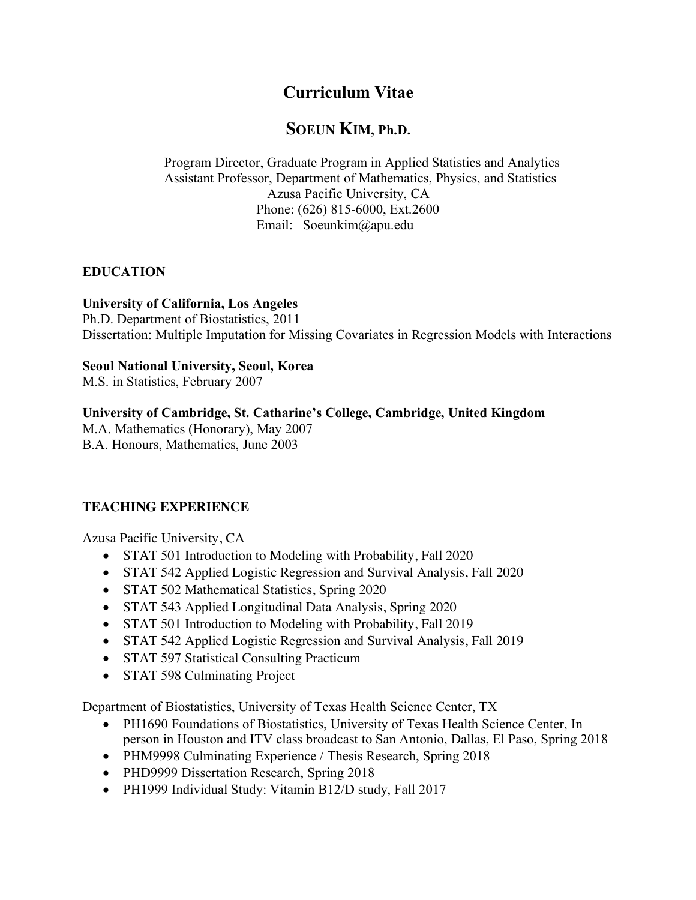# Curriculum Vitae

## SOEUN KIM, Ph.D.

Program Director, Graduate Program in Applied Statistics and Analytics
Assistant Professor, Department of Mathematics, Physics, and Statistics
Azusa Pacific University, CA
Phone: (626) 815-6000, Ext.2600
Email: Soeunkim@apu.edu

### EDUCATION

**University of California, Los Angeles**
Ph.D. Department of Biostatistics, 2011
Dissertation: Multiple Imputation for Missing Covariates in Regression Models with Interactions

**Seoul National University, Seoul, Korea**
M.S. in Statistics, February 2007

**University of Cambridge, St. Catharine's College, Cambridge, United Kingdom**
M.A. Mathematics (Honorary), May 2007
B.A. Honours, Mathematics, June 2003

### TEACHING EXPERIENCE

Azusa Pacific University, CA

- STAT 501 Introduction to Modeling with Probability, Fall 2020
- STAT 542 Applied Logistic Regression and Survival Analysis, Fall 2020
- STAT 502 Mathematical Statistics, Spring 2020
- STAT 543 Applied Longitudinal Data Analysis, Spring 2020
- STAT 501 Introduction to Modeling with Probability, Fall 2019
- STAT 542 Applied Logistic Regression and Survival Analysis, Fall 2019
- STAT 597 Statistical Consulting Practicum
- STAT 598 Culminating Project

Department of Biostatistics, University of Texas Health Science Center, TX

- PH1690 Foundations of Biostatistics, University of Texas Health Science Center, In person in Houston and ITV class broadcast to San Antonio, Dallas, El Paso, Spring 2018
- PHM9998 Culminating Experience / Thesis Research, Spring 2018
- PHD9999 Dissertation Research, Spring 2018
- PH1999 Individual Study: Vitamin B12/D study, Fall 2017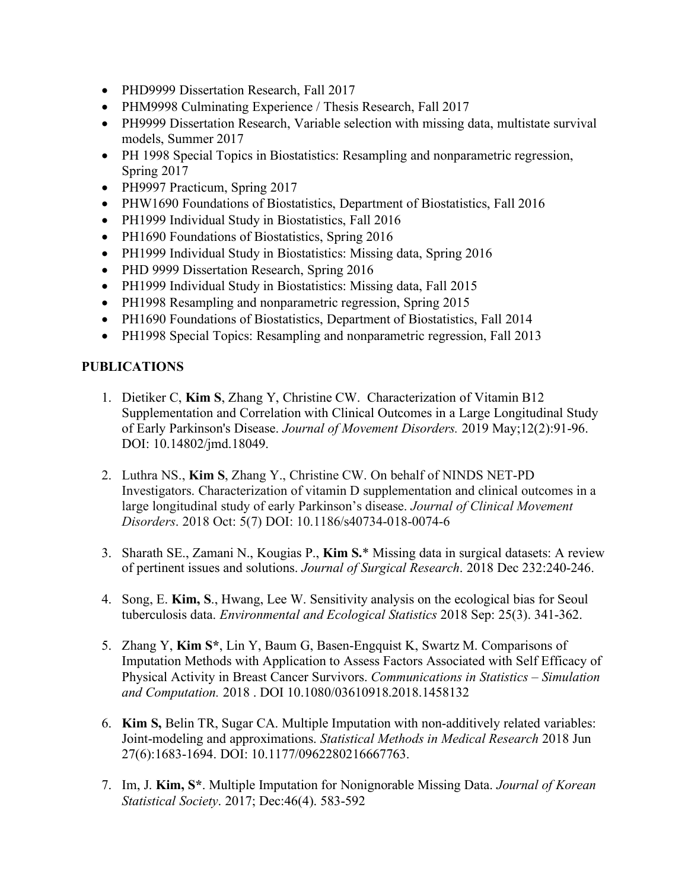- PHD9999 Dissertation Research, Fall 2017
- PHM9998 Culminating Experience / Thesis Research, Fall 2017
- PH9999 Dissertation Research, Variable selection with missing data, multistate survival models, Summer 2017
- PH 1998 Special Topics in Biostatistics: Resampling and nonparametric regression, Spring 2017
- PH9997 Practicum, Spring 2017
- PHW1690 Foundations of Biostatistics, Department of Biostatistics, Fall 2016
- PH1999 Individual Study in Biostatistics, Fall 2016
- PH1690 Foundations of Biostatistics, Spring 2016
- PH1999 Individual Study in Biostatistics: Missing data, Spring 2016
- PHD 9999 Dissertation Research, Spring 2016
- PH1999 Individual Study in Biostatistics: Missing data, Fall 2015
- PH1998 Resampling and nonparametric regression, Spring 2015
- PH1690 Foundations of Biostatistics, Department of Biostatistics, Fall 2014
- PH1998 Special Topics: Resampling and nonparametric regression, Fall 2013

**PUBLICATIONS**

1. Dietiker C, **Kim S**, Zhang Y, Christine CW. Characterization of Vitamin B12 Supplementation and Correlation with Clinical Outcomes in a Large Longitudinal Study of Early Parkinson's Disease. *Journal of Movement Disorders.* 2019 May;12(2):91-96. DOI: 10.14802/jmd.18049.

2. Luthra NS., **Kim S**, Zhang Y., Christine CW. On behalf of NINDS NET-PD Investigators. Characterization of vitamin D supplementation and clinical outcomes in a large longitudinal study of early Parkinson's disease. *Journal of Clinical Movement Disorders*. 2018 Oct: 5(7) DOI: 10.1186/s40734-018-0074-6

3. Sharath SE., Zamani N., Kougias P., **Kim S.*** Missing data in surgical datasets: A review of pertinent issues and solutions. *Journal of Surgical Research*. 2018 Dec 232:240-246.

4. Song, E. **Kim, S**., Hwang, Lee W. Sensitivity analysis on the ecological bias for Seoul tuberculosis data. *Environmental and Ecological Statistics* 2018 Sep: 25(3). 341-362.

5. Zhang Y, **Kim S***, Lin Y, Baum G, Basen-Engquist K, Swartz M. Comparisons of Imputation Methods with Application to Assess Factors Associated with Self Efficacy of Physical Activity in Breast Cancer Survivors. *Communications in Statistics – Simulation and Computation.* 2018 . DOI 10.1080/03610918.2018.1458132

6. **Kim S,** Belin TR, Sugar CA. Multiple Imputation with non-additively related variables: Joint-modeling and approximations. *Statistical Methods in Medical Research* 2018 Jun 27(6):1683-1694. DOI: 10.1177/0962280216667763.

7. Im, J. **Kim, S***. Multiple Imputation for Nonignorable Missing Data. *Journal of Korean Statistical Society*. 2017; Dec:46(4). 583-592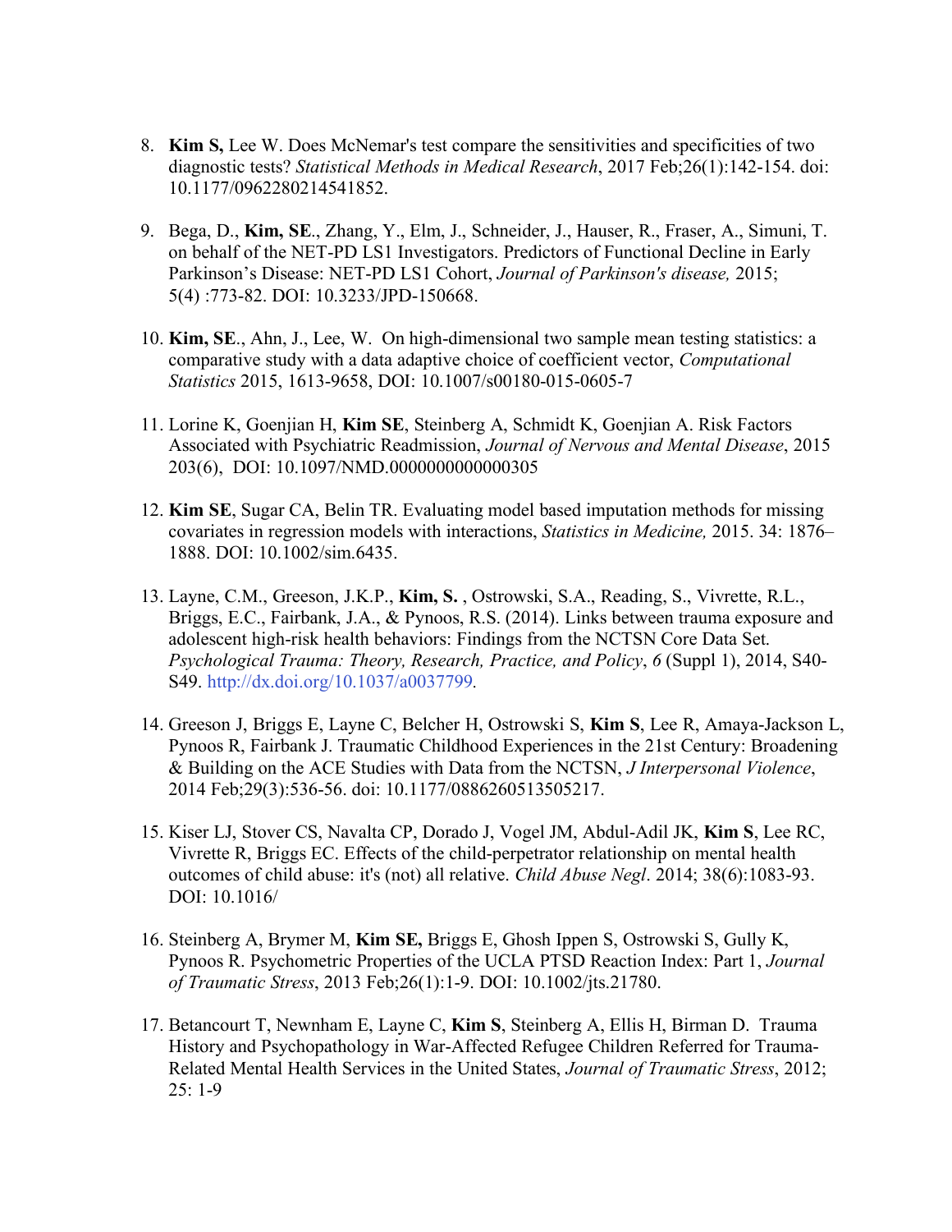8. **Kim S,** Lee W. Does McNemar's test compare the sensitivities and specificities of two diagnostic tests? *Statistical Methods in Medical Research*, 2017 Feb;26(1):142-154. doi: 10.1177/0962280214541852.

9. Bega, D., **Kim, SE**., Zhang, Y., Elm, J., Schneider, J., Hauser, R., Fraser, A., Simuni, T. on behalf of the NET-PD LS1 Investigators. Predictors of Functional Decline in Early Parkinson's Disease: NET-PD LS1 Cohort, *Journal of Parkinson's disease,* 2015; 5(4) :773-82. DOI: 10.3233/JPD-150668.

10. **Kim, SE**., Ahn, J., Lee, W. On high-dimensional two sample mean testing statistics: a comparative study with a data adaptive choice of coefficient vector, *Computational Statistics* 2015, 1613-9658, DOI: 10.1007/s00180-015-0605-7

11. Lorine K, Goenjian H, **Kim SE**, Steinberg A, Schmidt K, Goenjian A. Risk Factors Associated with Psychiatric Readmission, *Journal of Nervous and Mental Disease*, 2015 203(6), DOI: 10.1097/NMD.0000000000000305

12. **Kim SE**, Sugar CA, Belin TR. Evaluating model based imputation methods for missing covariates in regression models with interactions, *Statistics in Medicine,* 2015. 34: 1876–1888. DOI: 10.1002/sim.6435.

13. Layne, C.M., Greeson, J.K.P., **Kim, S.** , Ostrowski, S.A., Reading, S., Vivrette, R.L., Briggs, E.C., Fairbank, J.A., & Pynoos, R.S. (2014). Links between trauma exposure and adolescent high-risk health behaviors: Findings from the NCTSN Core Data Set. *Psychological Trauma: Theory, Research, Practice, and Policy*, *6* (Suppl 1), 2014, S40-S49. http://dx.doi.org/10.1037/a0037799.

14. Greeson J, Briggs E, Layne C, Belcher H, Ostrowski S, **Kim S**, Lee R, Amaya-Jackson L, Pynoos R, Fairbank J. Traumatic Childhood Experiences in the 21st Century: Broadening & Building on the ACE Studies with Data from the NCTSN, *J Interpersonal Violence*, 2014 Feb;29(3):536-56. doi: 10.1177/0886260513505217.

15. Kiser LJ, Stover CS, Navalta CP, Dorado J, Vogel JM, Abdul-Adil JK, **Kim S**, Lee RC, Vivrette R, Briggs EC. Effects of the child-perpetrator relationship on mental health outcomes of child abuse: it's (not) all relative. *Child Abuse Negl*. 2014; 38(6):1083-93. DOI: 10.1016/

16. Steinberg A, Brymer M, **Kim SE,** Briggs E, Ghosh Ippen S, Ostrowski S, Gully K, Pynoos R. Psychometric Properties of the UCLA PTSD Reaction Index: Part 1, *Journal of Traumatic Stress*, 2013 Feb;26(1):1-9. DOI: 10.1002/jts.21780.

17. Betancourt T, Newnham E, Layne C, **Kim S**, Steinberg A, Ellis H, Birman D. Trauma History and Psychopathology in War-Affected Refugee Children Referred for Trauma-Related Mental Health Services in the United States, *Journal of Traumatic Stress*, 2012; 25: 1-9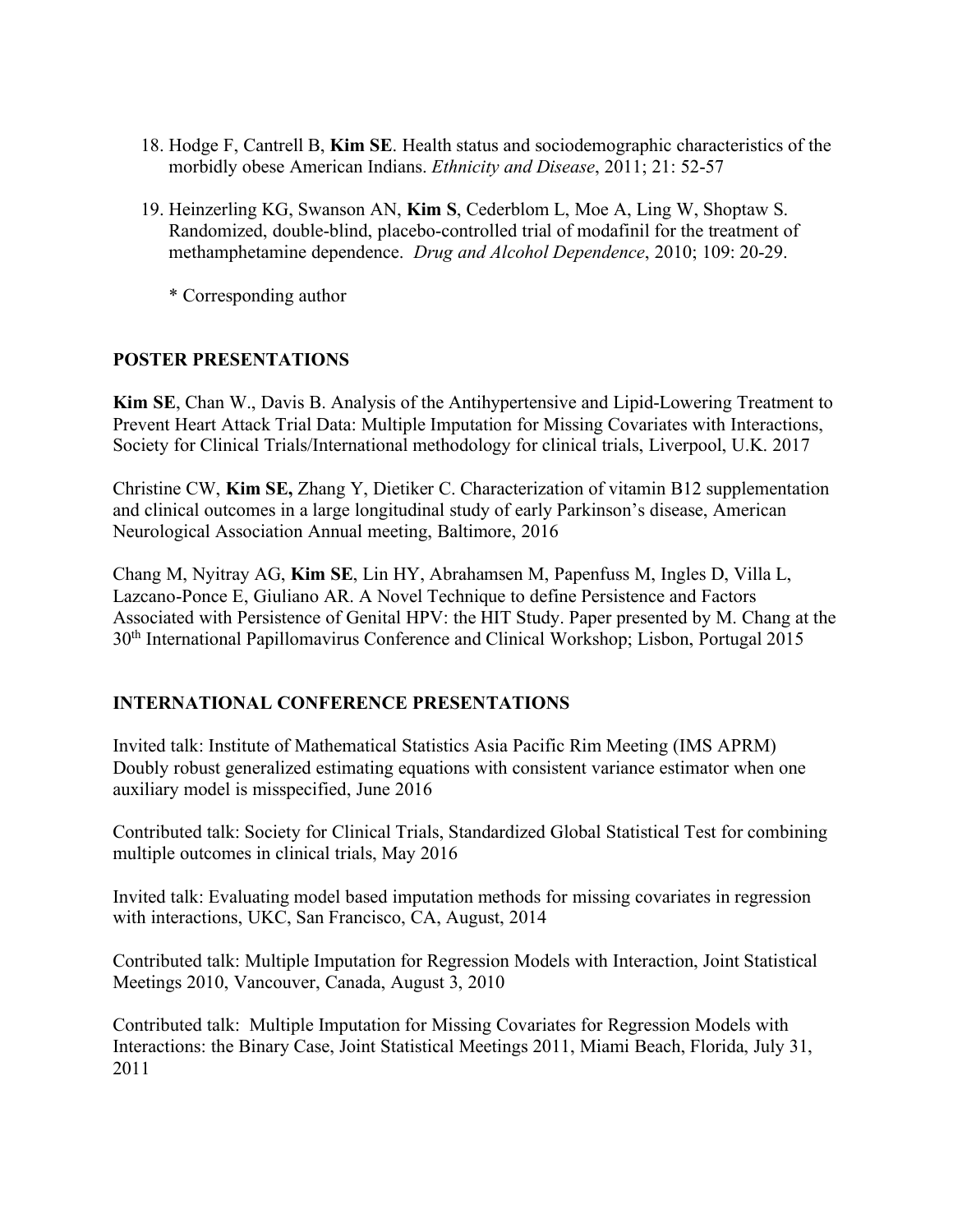18. Hodge F, Cantrell B, **Kim SE**. Health status and sociodemographic characteristics of the morbidly obese American Indians. *Ethnicity and Disease*, 2011; 21: 52-57

19. Heinzerling KG, Swanson AN, **Kim S**, Cederblom L, Moe A, Ling W, Shoptaw S. Randomized, double-blind, placebo-controlled trial of modafinil for the treatment of methamphetamine dependence. *Drug and Alcohol Dependence*, 2010; 109: 20-29.

    * Corresponding author

## POSTER PRESENTATIONS

**Kim SE**, Chan W., Davis B. Analysis of the Antihypertensive and Lipid-Lowering Treatment to Prevent Heart Attack Trial Data: Multiple Imputation for Missing Covariates with Interactions, Society for Clinical Trials/International methodology for clinical trials, Liverpool, U.K. 2017

Christine CW, **Kim SE,** Zhang Y, Dietiker C. Characterization of vitamin B12 supplementation and clinical outcomes in a large longitudinal study of early Parkinson's disease, American Neurological Association Annual meeting, Baltimore, 2016

Chang M, Nyitray AG, **Kim SE**, Lin HY, Abrahamsen M, Papenfuss M, Ingles D, Villa L, Lazcano-Ponce E, Giuliano AR. A Novel Technique to define Persistence and Factors Associated with Persistence of Genital HPV: the HIT Study. Paper presented by M. Chang at the 30th International Papillomavirus Conference and Clinical Workshop; Lisbon, Portugal 2015

## INTERNATIONAL CONFERENCE PRESENTATIONS

Invited talk: Institute of Mathematical Statistics Asia Pacific Rim Meeting (IMS APRM) Doubly robust generalized estimating equations with consistent variance estimator when one auxiliary model is misspecified, June 2016

Contributed talk: Society for Clinical Trials, Standardized Global Statistical Test for combining multiple outcomes in clinical trials, May 2016

Invited talk: Evaluating model based imputation methods for missing covariates in regression with interactions, UKC, San Francisco, CA, August, 2014

Contributed talk: Multiple Imputation for Regression Models with Interaction, Joint Statistical Meetings 2010, Vancouver, Canada, August 3, 2010

Contributed talk: Multiple Imputation for Missing Covariates for Regression Models with Interactions: the Binary Case, Joint Statistical Meetings 2011, Miami Beach, Florida, July 31, 2011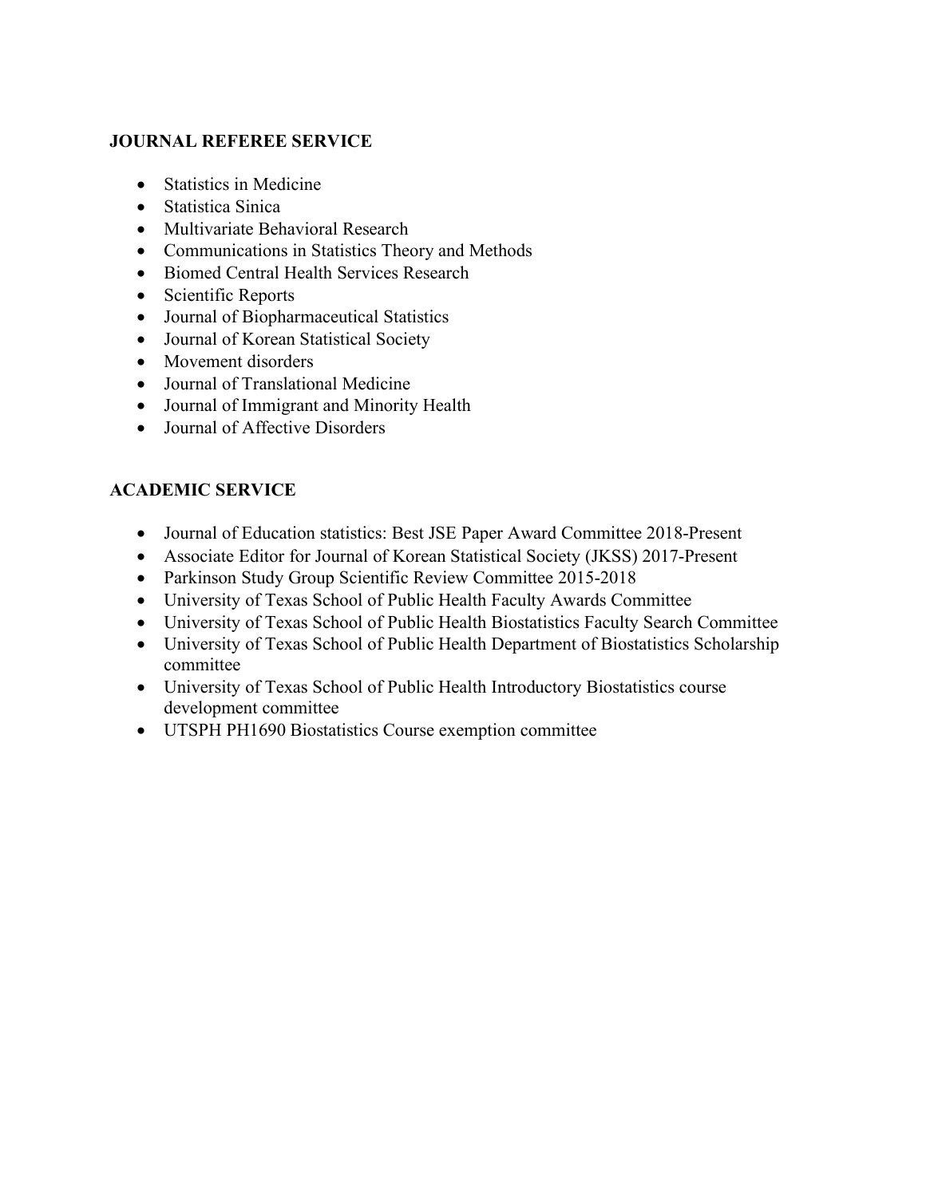## JOURNAL REFEREE SERVICE

- Statistics in Medicine
- Statistica Sinica
- Multivariate Behavioral Research
- Communications in Statistics Theory and Methods
- Biomed Central Health Services Research
- Scientific Reports
- Journal of Biopharmaceutical Statistics
- Journal of Korean Statistical Society
- Movement disorders
- Journal of Translational Medicine
- Journal of Immigrant and Minority Health
- Journal of Affective Disorders

## ACADEMIC SERVICE

- Journal of Education statistics: Best JSE Paper Award Committee 2018-Present
- Associate Editor for Journal of Korean Statistical Society (JKSS) 2017-Present
- Parkinson Study Group Scientific Review Committee 2015-2018
- University of Texas School of Public Health Faculty Awards Committee
- University of Texas School of Public Health Biostatistics Faculty Search Committee
- University of Texas School of Public Health Department of Biostatistics Scholarship committee
- University of Texas School of Public Health Introductory Biostatistics course development committee
- UTSPH PH1690 Biostatistics Course exemption committee